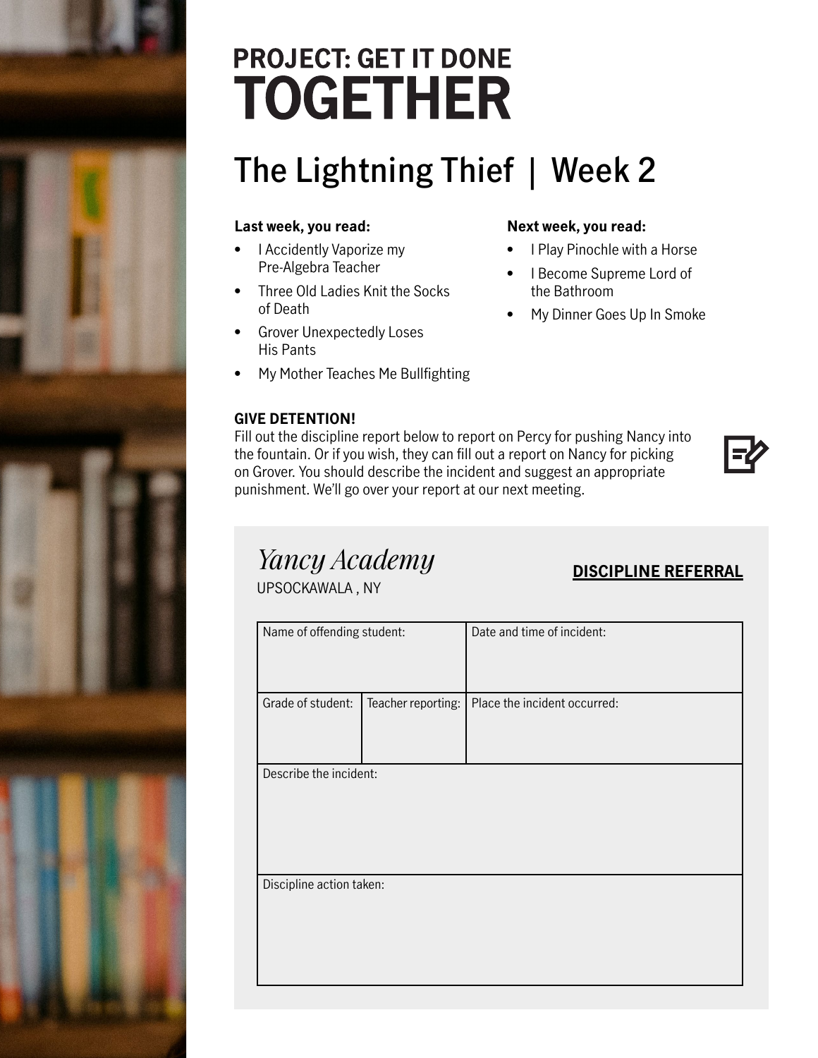# PROJECT: GET IT DONE TOGETHER

## The Lightning Thief | Week 2

**Last week, you read:**

- I Accidently Vaporize my Pre-Algebra Teacher
- Three Old Ladies Knit the Socks of Death
- Grover Unexpectedly Loses His Pants
- My Mother Teaches Me Bullfighting

**Next week, you read:**

- I Play Pinochle with a Horse
- I Become Supreme Lord of the Bathroom
- My Dinner Goes Up In Smoke

**GIVE DETENTION!**

Fill out the discipline report below to report on Percy for pushing Nancy into the fountain. Or if you wish, they can fill out a report on Nancy for picking on Grover. You should describe the incident and suggest an appropriate punishment. We'll go over your report at our next meeting.

*Yancy Academy*

UPSOCKAWALA , NY

**DISCIPLINE REFERRAL**

| Name of offending student: | | Date and time of incident: |
|---|---|---|
| Grade of student: | Teacher reporting: | Place the incident occurred: |
| Describe the incident: | | |
| Discipline action taken: | | |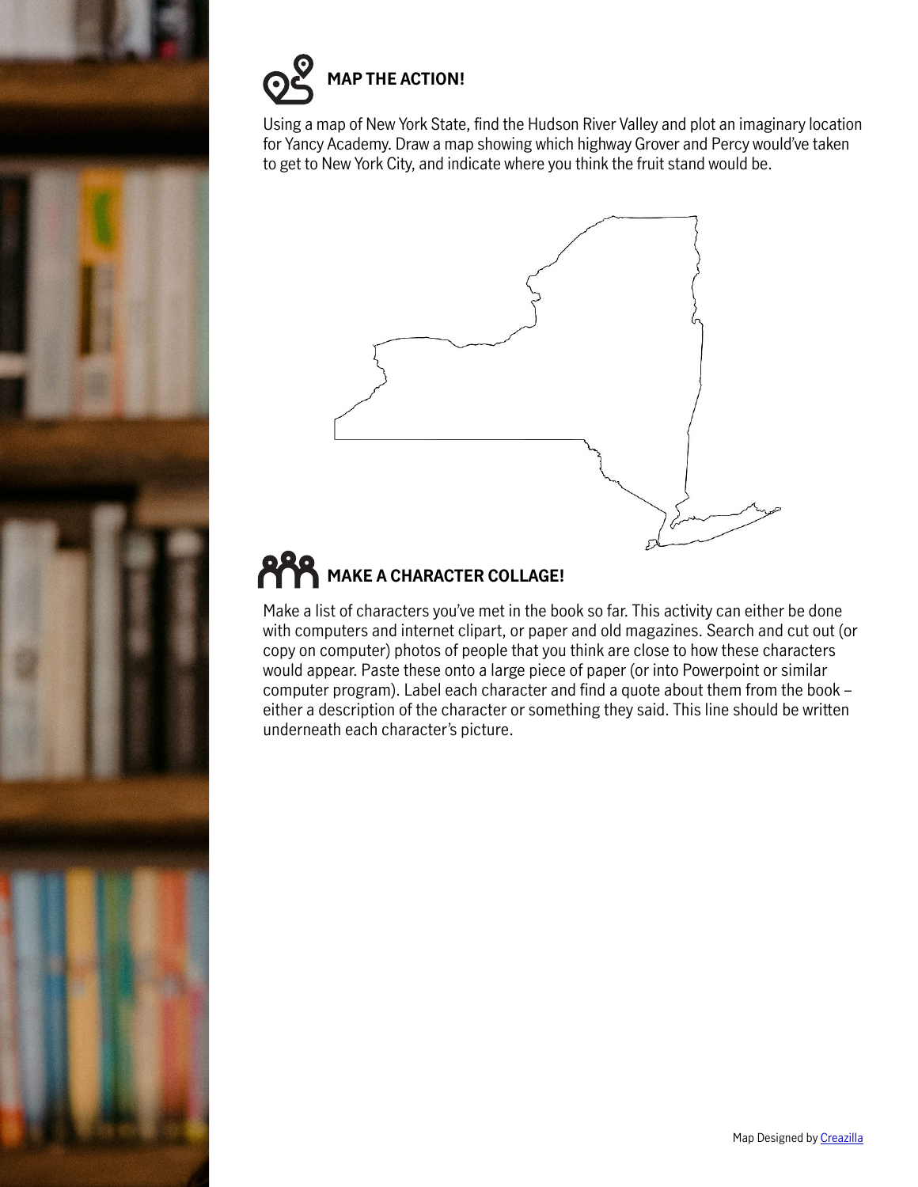## MAP THE ACTION!

Using a map of New York State, find the Hudson River Valley and plot an imaginary location for Yancy Academy. Draw a map showing which highway Grover and Percy would've taken to get to New York City, and indicate where you think the fruit stand would be.

## MAKE A CHARACTER COLLAGE!

Make a list of characters you've met in the book so far. This activity can either be done with computers and internet clipart, or paper and old magazines. Search and cut out (or copy on computer) photos of people that you think are close to how these characters would appear. Paste these onto a large piece of paper (or into Powerpoint or similar computer program). Label each character and find a quote about them from the book – either a description of the character or something they said. This line should be written underneath each character's picture.

Map Designed by [Creazilla]